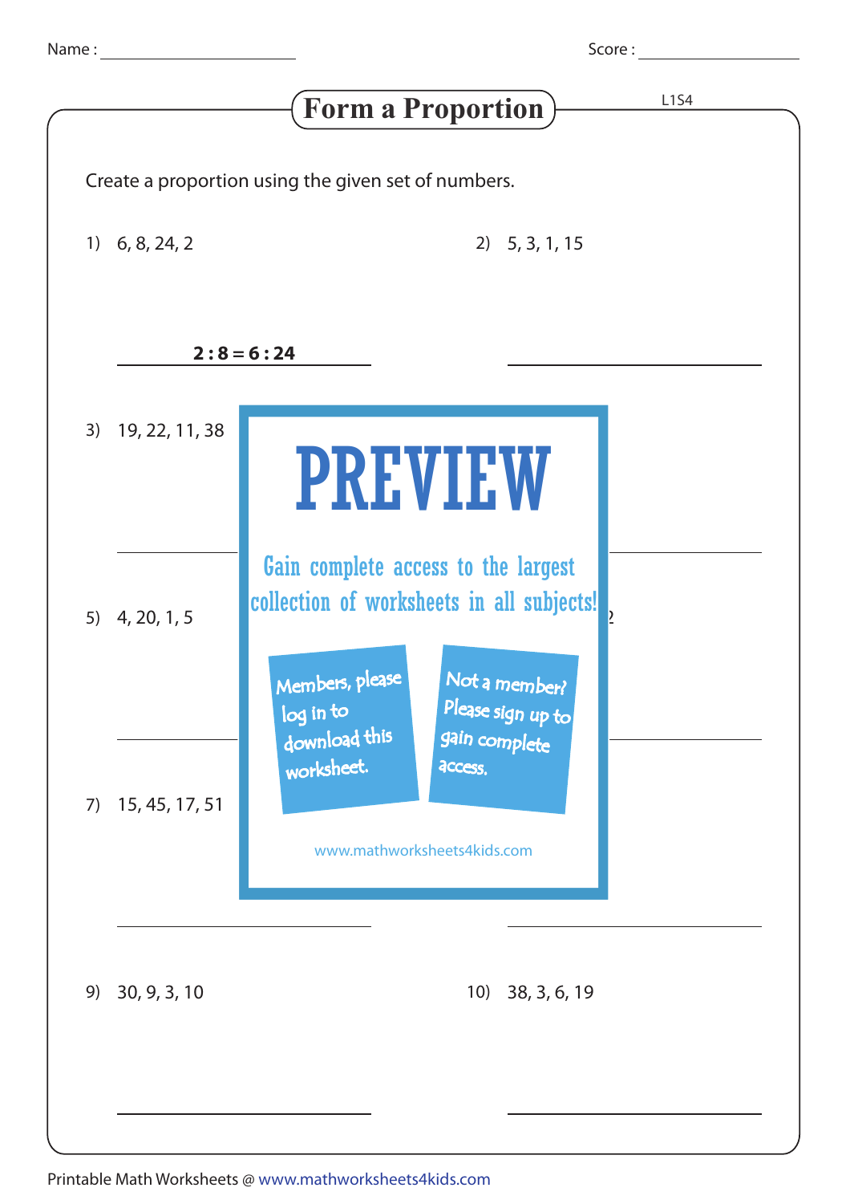Name : ______________________ Score : ______________

# Form a Proportion

Create a proportion using the given set of numbers.

1) 6, 8, 24, 2

**2 : 8 = 6 : 24**

2) 5, 3, 1, 15

______________________

3) 19, 22, 11, 38

______________________

5) 4, 20, 1, 5

______________________

7) 15, 45, 17, 51

______________________

9) 30, 9, 3, 10

______________________

10) 38, 3, 6, 19

______________________

PREVIEW

Gain complete access to the largest collection of worksheets in all subjects!

Members, please log in to download this worksheet.

Not a member? Please sign up to gain complete access.

www.mathworksheets4kids.com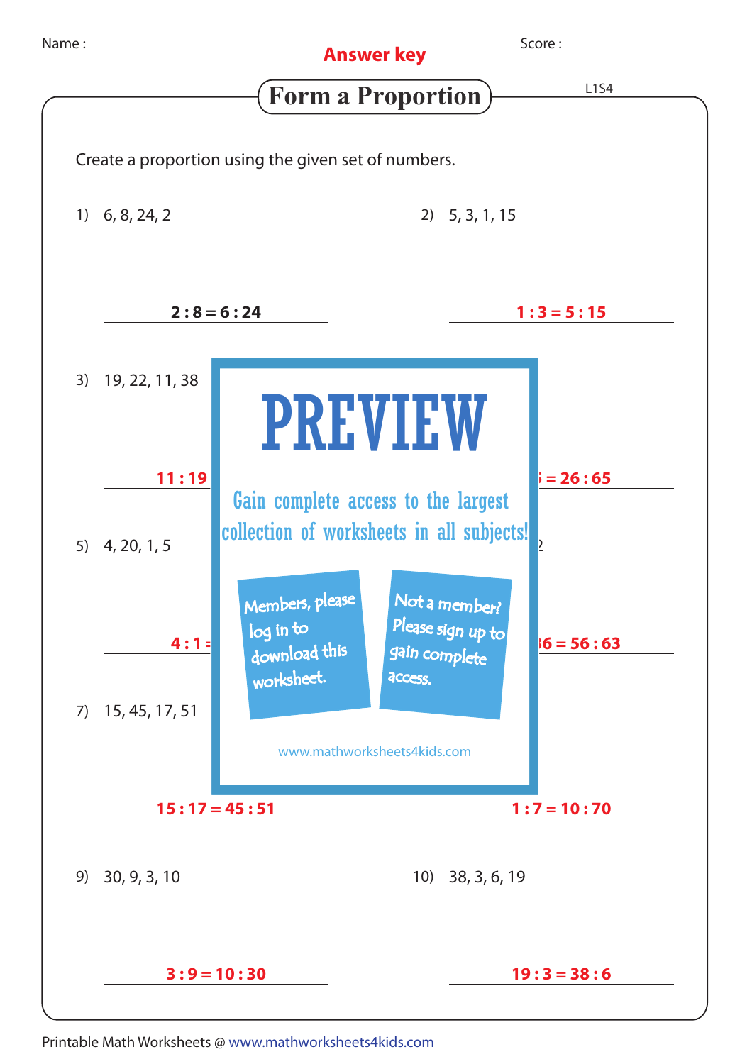Name : ______________ **Answer key** Score : ______________

# Form a Proportion

L1S4

Create a proportion using the given set of numbers.

1) 6, 8, 24, 2

**2 : 8 = 6 : 24**

2) 5, 3, 1, 15

**1 : 3 = 5 : 15**

3) 19, 22, 11, 38

**11 : 19**

**= 26 : 65**

PREVIEW

Gain complete access to the largest collection of worksheets in all subjects!

Members, please log in to download this worksheet.

Not a member? Please sign up to gain complete access.

www.mathworksheets4kids.com

5) 4, 20, 1, 5

**4 : 1 =**

**6 = 56 : 63**

7) 15, 45, 17, 51

**15 : 17 = 45 : 51**

**1 : 7 = 10 : 70**

9) 30, 9, 3, 10

**3 : 9 = 10 : 30**

10) 38, 3, 6, 19

**19 : 3 = 38 : 6**

Printable Math Worksheets @ www.mathworksheets4kids.com